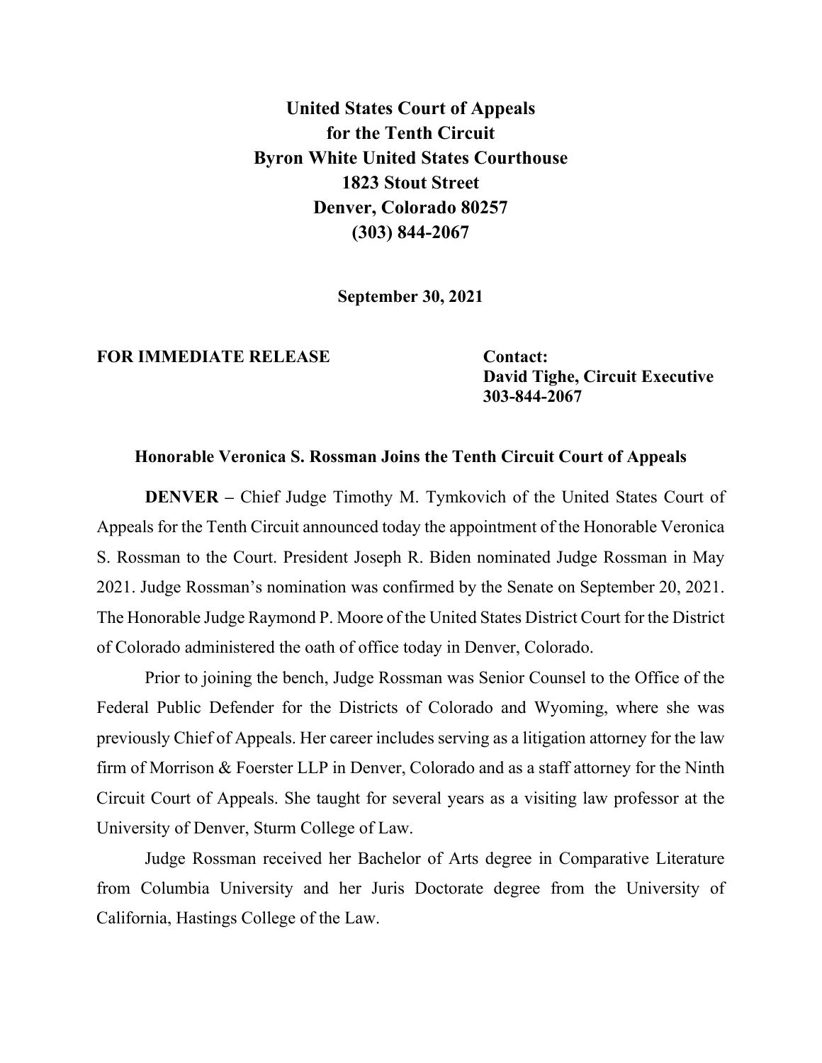**United States Court of Appeals**
**for the Tenth Circuit**
**Byron White United States Courthouse**
**1823 Stout Street**
**Denver, Colorado 80257**
**(303) 844-2067**

**September 30, 2021**

**FOR IMMEDIATE RELEASE**

**Contact:**
**David Tighe, Circuit Executive**
**303-844-2067**

## Honorable Veronica S. Rossman Joins the Tenth Circuit Court of Appeals

**DENVER –** Chief Judge Timothy M. Tymkovich of the United States Court of Appeals for the Tenth Circuit announced today the appointment of the Honorable Veronica S. Rossman to the Court. President Joseph R. Biden nominated Judge Rossman in May 2021. Judge Rossman's nomination was confirmed by the Senate on September 20, 2021. The Honorable Judge Raymond P. Moore of the United States District Court for the District of Colorado administered the oath of office today in Denver, Colorado.

Prior to joining the bench, Judge Rossman was Senior Counsel to the Office of the Federal Public Defender for the Districts of Colorado and Wyoming, where she was previously Chief of Appeals. Her career includes serving as a litigation attorney for the law firm of Morrison & Foerster LLP in Denver, Colorado and as a staff attorney for the Ninth Circuit Court of Appeals. She taught for several years as a visiting law professor at the University of Denver, Sturm College of Law.

Judge Rossman received her Bachelor of Arts degree in Comparative Literature from Columbia University and her Juris Doctorate degree from the University of California, Hastings College of the Law.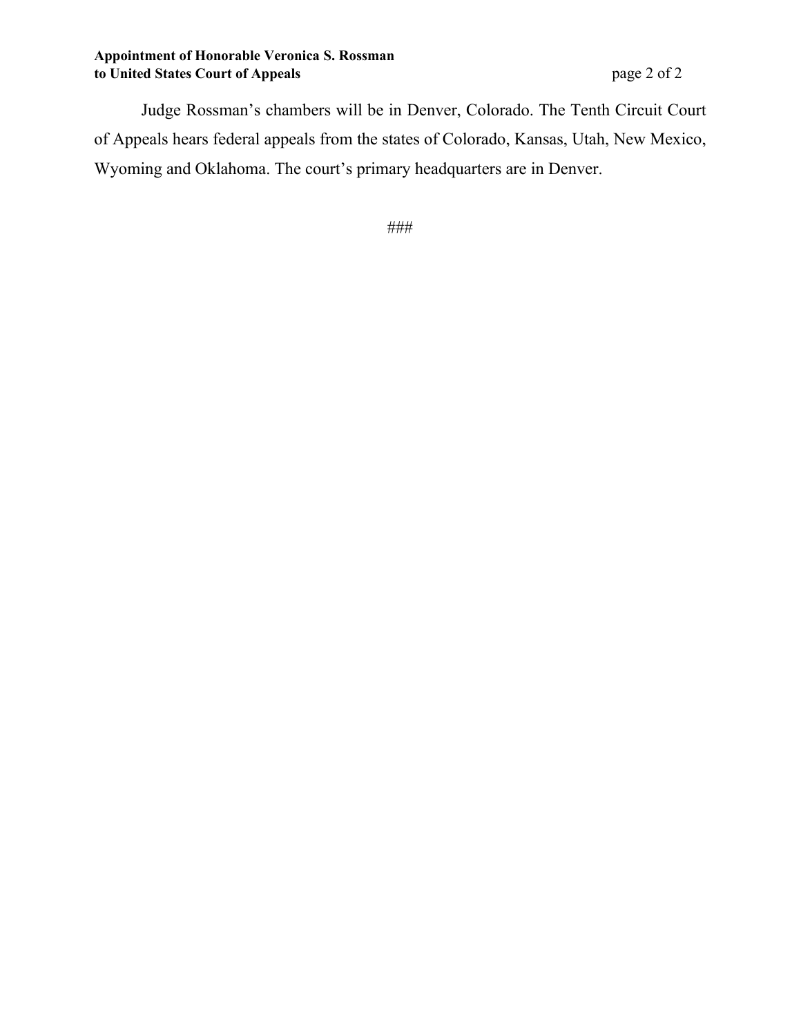Judge Rossman's chambers will be in Denver, Colorado. The Tenth Circuit Court of Appeals hears federal appeals from the states of Colorado, Kansas, Utah, New Mexico, Wyoming and Oklahoma. The court's primary headquarters are in Denver.

###